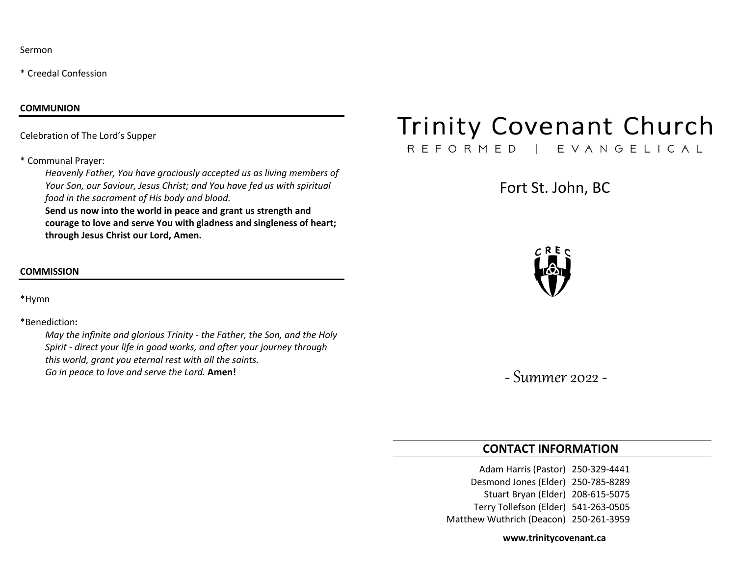Sermon

* Creedal Confession

**COMMUNION**

Celebration of The Lord's Supper

* Communal Prayer:

*Heavenly Father, You have graciously accepted us as living members of Your Son, our Saviour, Jesus Christ; and You have fed us with spiritual food in the sacrament of His body and blood.*

**Send us now into the world in peace and grant us strength and courage to love and serve You with gladness and singleness of heart; through Jesus Christ our Lord, Amen.**

**COMMISSION**

*Hymn

*Benediction**:**

*May the infinite and glorious Trinity - the Father, the Son, and the Holy Spirit - direct your life in good works, and after your journey through this world, grant you eternal rest with all the saints.*
*Go in peace to love and serve the Lord.* **Amen!**

# Trinity Covenant Church

REFORMED | EVANGELICAL

Fort St. John, BC

CREC

*- Summer 2022 -*

## CONTACT INFORMATION

| | |
|---|---|
| Adam Harris (Pastor) | 250-329-4441 |
| Desmond Jones (Elder) | 250-785-8289 |
| Stuart Bryan (Elder) | 208-615-5075 |
| Terry Tollefson (Elder) | 541-263-0505 |
| Matthew Wuthrich (Deacon) | 250-261-3959 |

**www.trinitycovenant.ca**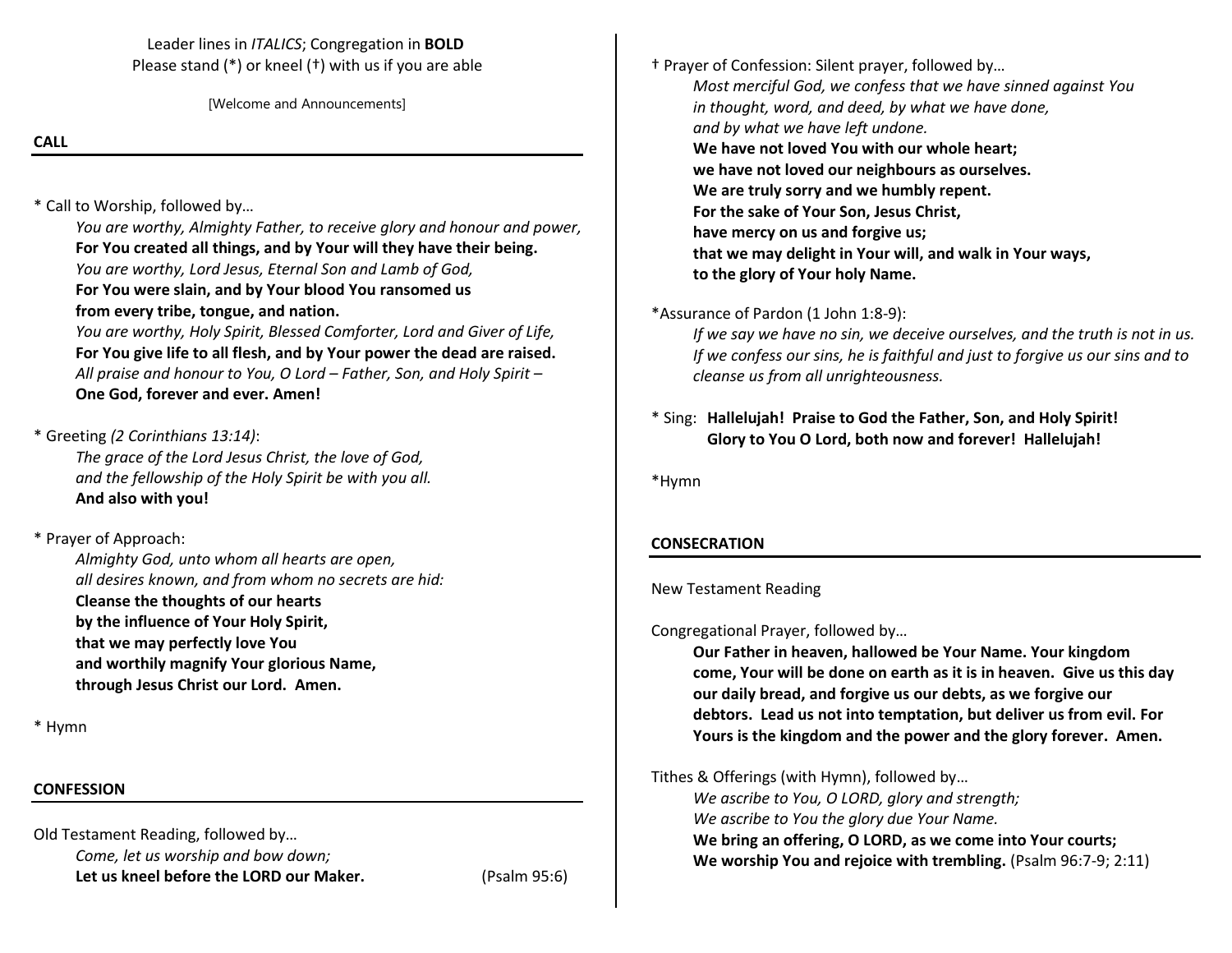Leader lines in *ITALICS*; Congregation in **BOLD**
Please stand (*) or kneel (†) with us if you are able

[Welcome and Announcements]

## CALL

* Call to Worship, followed by…

*You are worthy, Almighty Father, to receive glory and honour and power,*
**For You created all things, and by Your will they have their being.**
*You are worthy, Lord Jesus, Eternal Son and Lamb of God,*
**For You were slain, and by Your blood You ransomed us**
**from every tribe, tongue, and nation.**
*You are worthy, Holy Spirit, Blessed Comforter, Lord and Giver of Life,*
**For You give life to all flesh, and by Your power the dead are raised.**
*All praise and honour to You, O Lord – Father, Son, and Holy Spirit –*
**One God, forever and ever. Amen!**

* Greeting *(2 Corinthians 13:14)*:

*The grace of the Lord Jesus Christ, the love of God,*
*and the fellowship of the Holy Spirit be with you all.*
**And also with you!**

* Prayer of Approach:

*Almighty God, unto whom all hearts are open,*
*all desires known, and from whom no secrets are hid:*
**Cleanse the thoughts of our hearts**
**by the influence of Your Holy Spirit,**
**that we may perfectly love You**
**and worthily magnify Your glorious Name,**
**through Jesus Christ our Lord. Amen.**

* Hymn

## CONFESSION

Old Testament Reading, followed by…

*Come, let us worship and bow down;*
**Let us kneel before the LORD our Maker.** (Psalm 95:6)

† Prayer of Confession: Silent prayer, followed by…

*Most merciful God, we confess that we have sinned against You*
*in thought, word, and deed, by what we have done,*
*and by what we have left undone.*
**We have not loved You with our whole heart;**
**we have not loved our neighbours as ourselves.**
**We are truly sorry and we humbly repent.**
**For the sake of Your Son, Jesus Christ,**
**have mercy on us and forgive us;**
**that we may delight in Your will, and walk in Your ways,**
**to the glory of Your holy Name.**

*Assurance of Pardon (1 John 1:8-9):

*If we say we have no sin, we deceive ourselves, and the truth is not in us.*
*If we confess our sins, he is faithful and just to forgive us our sins and to cleanse us from all unrighteousness.*

* Sing: **Hallelujah! Praise to God the Father, Son, and Holy Spirit!**
**Glory to You O Lord, both now and forever! Hallelujah!**

*Hymn

## CONSECRATION

New Testament Reading

Congregational Prayer, followed by…

**Our Father in heaven, hallowed be Your Name. Your kingdom come, Your will be done on earth as it is in heaven. Give us this day our daily bread, and forgive us our debts, as we forgive our debtors. Lead us not into temptation, but deliver us from evil. For Yours is the kingdom and the power and the glory forever. Amen.**

Tithes & Offerings (with Hymn), followed by…

*We ascribe to You, O LORD, glory and strength;*
*We ascribe to You the glory due Your Name.*
**We bring an offering, O LORD, as we come into Your courts;**
**We worship You and rejoice with trembling.** (Psalm 96:7-9; 2:11)